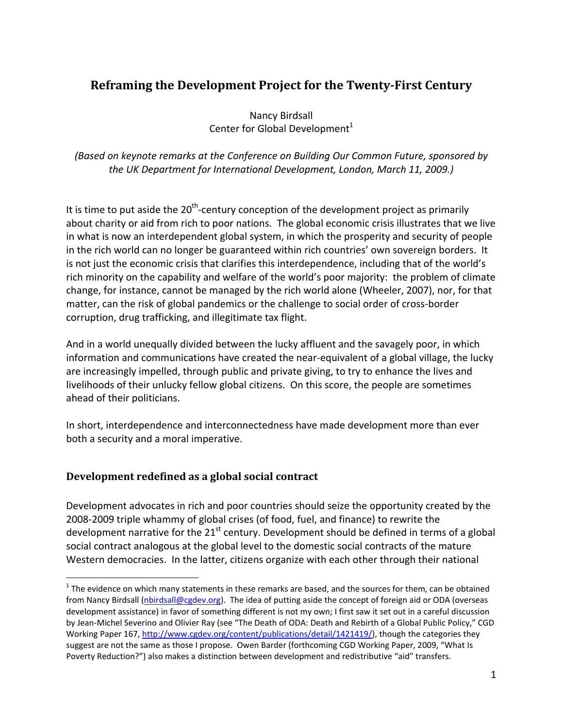# Reframing the Development Project for the Twenty-First Century

Nancy Birdsall
Center for Global Development[1]

*(Based on keynote remarks at the Conference on Building Our Common Future, sponsored by the UK Department for International Development, London, March 11, 2009.)*

It is time to put aside the 20th-century conception of the development project as primarily about charity or aid from rich to poor nations. The global economic crisis illustrates that we live in what is now an interdependent global system, in which the prosperity and security of people in the rich world can no longer be guaranteed within rich countries' own sovereign borders. It is not just the economic crisis that clarifies this interdependence, including that of the world's rich minority on the capability and welfare of the world's poor majority: the problem of climate change, for instance, cannot be managed by the rich world alone (Wheeler, 2007), nor, for that matter, can the risk of global pandemics or the challenge to social order of cross-border corruption, drug trafficking, and illegitimate tax flight.

And in a world unequally divided between the lucky affluent and the savagely poor, in which information and communications have created the near-equivalent of a global village, the lucky are increasingly impelled, through public and private giving, to try to enhance the lives and livelihoods of their unlucky fellow global citizens. On this score, the people are sometimes ahead of their politicians.

In short, interdependence and interconnectedness have made development more than ever both a security and a moral imperative.

## Development redefined as a global social contract

Development advocates in rich and poor countries should seize the opportunity created by the 2008-2009 triple whammy of global crises (of food, fuel, and finance) to rewrite the development narrative for the 21st century. Development should be defined in terms of a global social contract analogous at the global level to the domestic social contracts of the mature Western democracies. In the latter, citizens organize with each other through their national

---

[1] The evidence on which many statements in these remarks are based, and the sources for them, can be obtained from Nancy Birdsall (nbirdsall@cgdev.org). The idea of putting aside the concept of foreign aid or ODA (overseas development assistance) in favor of something different is not my own; I first saw it set out in a careful discussion by Jean-Michel Severino and Olivier Ray (see "The Death of ODA: Death and Rebirth of a Global Public Policy," CGD Working Paper 167, http://www.cgdev.org/content/publications/detail/1421419/), though the categories they suggest are not the same as those I propose. Owen Barder (forthcoming CGD Working Paper, 2009, "What Is Poverty Reduction?") also makes a distinction between development and redistributive "aid" transfers.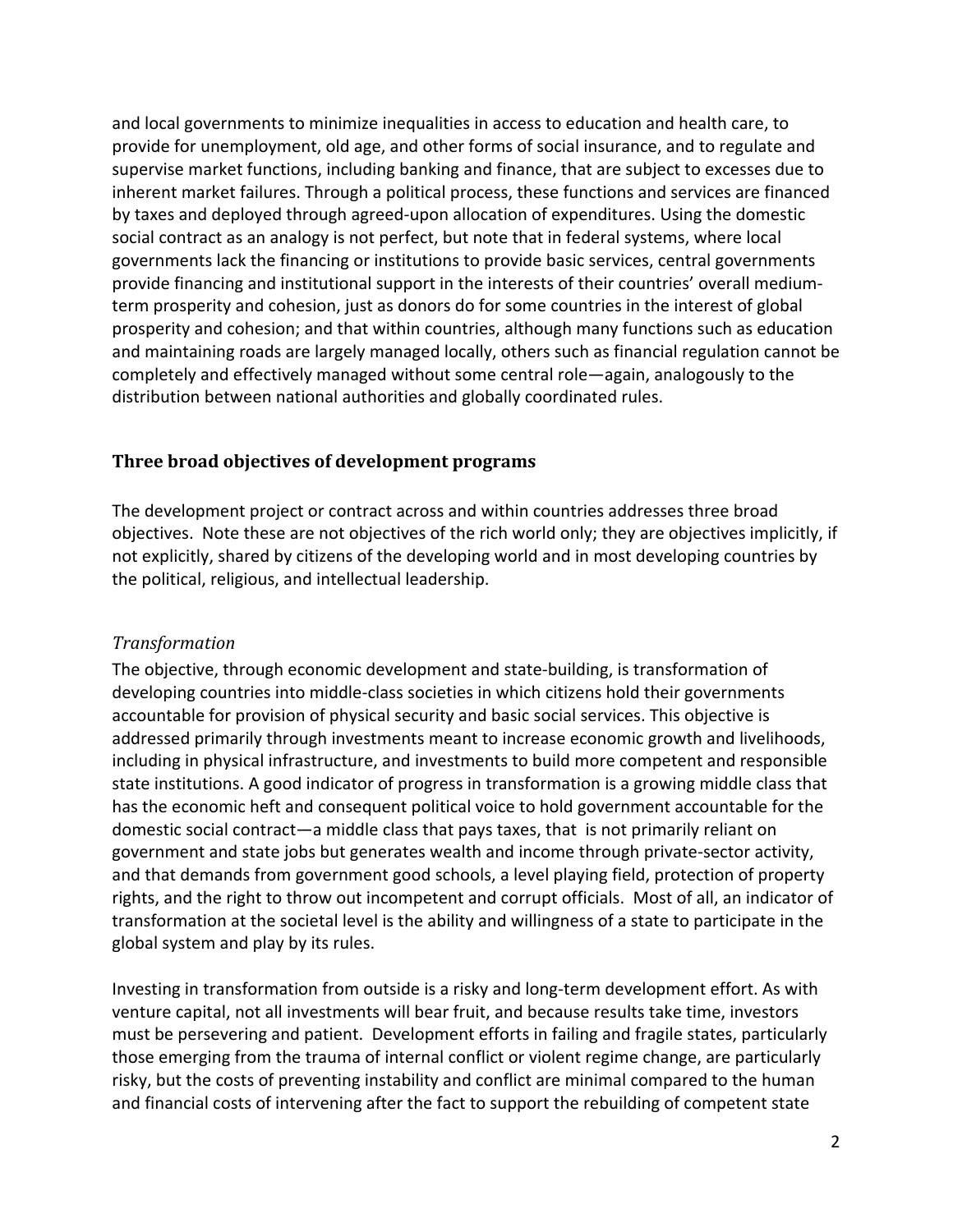and local governments to minimize inequalities in access to education and health care, to provide for unemployment, old age, and other forms of social insurance, and to regulate and supervise market functions, including banking and finance, that are subject to excesses due to inherent market failures. Through a political process, these functions and services are financed by taxes and deployed through agreed-upon allocation of expenditures. Using the domestic social contract as an analogy is not perfect, but note that in federal systems, where local governments lack the financing or institutions to provide basic services, central governments provide financing and institutional support in the interests of their countries' overall medium-term prosperity and cohesion, just as donors do for some countries in the interest of global prosperity and cohesion; and that within countries, although many functions such as education and maintaining roads are largely managed locally, others such as financial regulation cannot be completely and effectively managed without some central role—again, analogously to the distribution between national authorities and globally coordinated rules.

## Three broad objectives of development programs

The development project or contract across and within countries addresses three broad objectives. Note these are not objectives of the rich world only; they are objectives implicitly, if not explicitly, shared by citizens of the developing world and in most developing countries by the political, religious, and intellectual leadership.

### *Transformation*

The objective, through economic development and state-building, is transformation of developing countries into middle-class societies in which citizens hold their governments accountable for provision of physical security and basic social services. This objective is addressed primarily through investments meant to increase economic growth and livelihoods, including in physical infrastructure, and investments to build more competent and responsible state institutions. A good indicator of progress in transformation is a growing middle class that has the economic heft and consequent political voice to hold government accountable for the domestic social contract—a middle class that pays taxes, that is not primarily reliant on government and state jobs but generates wealth and income through private-sector activity, and that demands from government good schools, a level playing field, protection of property rights, and the right to throw out incompetent and corrupt officials. Most of all, an indicator of transformation at the societal level is the ability and willingness of a state to participate in the global system and play by its rules.

Investing in transformation from outside is a risky and long-term development effort. As with venture capital, not all investments will bear fruit, and because results take time, investors must be persevering and patient. Development efforts in failing and fragile states, particularly those emerging from the trauma of internal conflict or violent regime change, are particularly risky, but the costs of preventing instability and conflict are minimal compared to the human and financial costs of intervening after the fact to support the rebuilding of competent state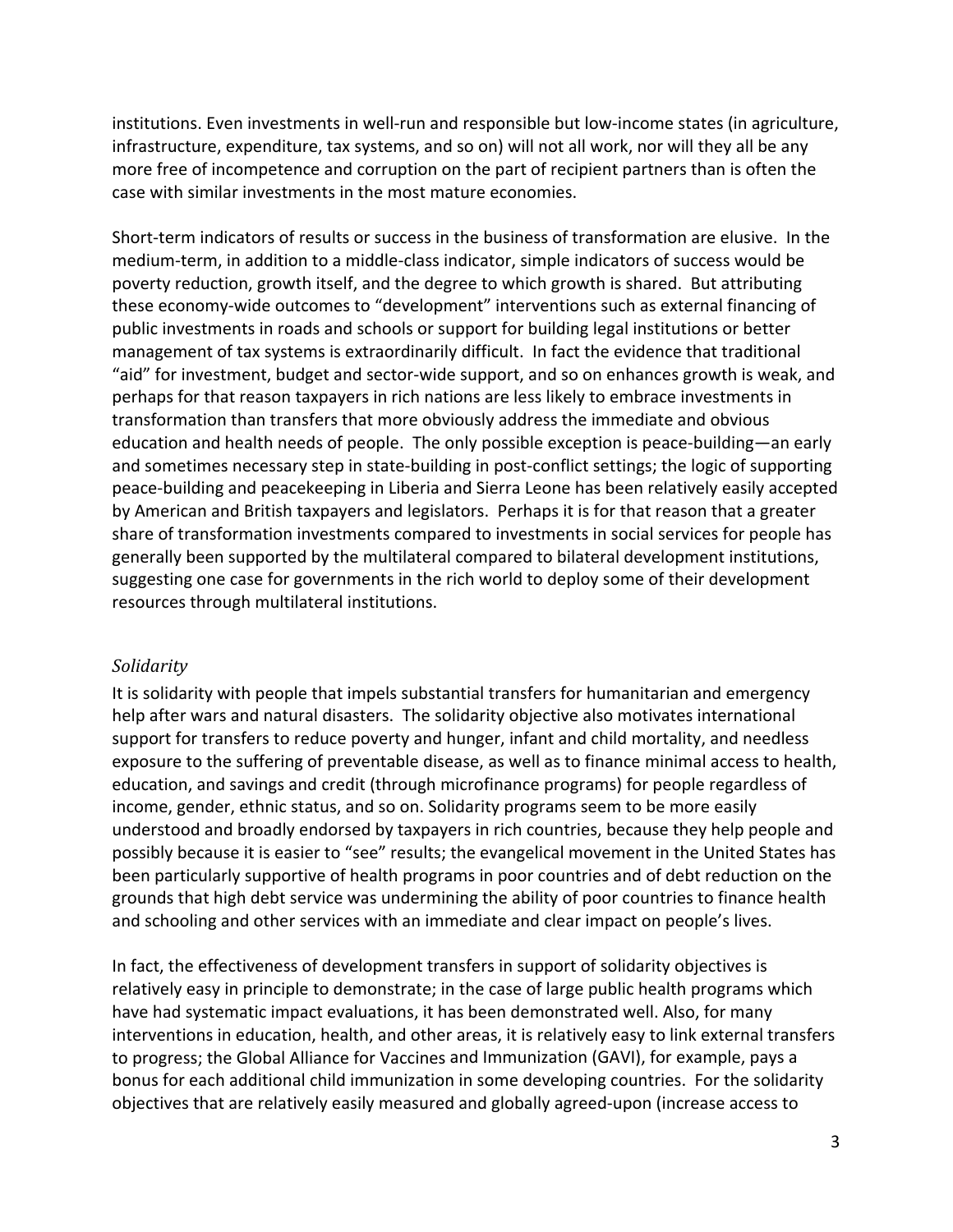institutions. Even investments in well-run and responsible but low-income states (in agriculture, infrastructure, expenditure, tax systems, and so on) will not all work, nor will they all be any more free of incompetence and corruption on the part of recipient partners than is often the case with similar investments in the most mature economies.

Short-term indicators of results or success in the business of transformation are elusive. In the medium-term, in addition to a middle-class indicator, simple indicators of success would be poverty reduction, growth itself, and the degree to which growth is shared. But attributing these economy-wide outcomes to "development" interventions such as external financing of public investments in roads and schools or support for building legal institutions or better management of tax systems is extraordinarily difficult. In fact the evidence that traditional "aid" for investment, budget and sector-wide support, and so on enhances growth is weak, and perhaps for that reason taxpayers in rich nations are less likely to embrace investments in transformation than transfers that more obviously address the immediate and obvious education and health needs of people. The only possible exception is peace-building—an early and sometimes necessary step in state-building in post-conflict settings; the logic of supporting peace-building and peacekeeping in Liberia and Sierra Leone has been relatively easily accepted by American and British taxpayers and legislators. Perhaps it is for that reason that a greater share of transformation investments compared to investments in social services for people has generally been supported by the multilateral compared to bilateral development institutions, suggesting one case for governments in the rich world to deploy some of their development resources through multilateral institutions.

### *Solidarity*

It is solidarity with people that impels substantial transfers for humanitarian and emergency help after wars and natural disasters. The solidarity objective also motivates international support for transfers to reduce poverty and hunger, infant and child mortality, and needless exposure to the suffering of preventable disease, as well as to finance minimal access to health, education, and savings and credit (through microfinance programs) for people regardless of income, gender, ethnic status, and so on. Solidarity programs seem to be more easily understood and broadly endorsed by taxpayers in rich countries, because they help people and possibly because it is easier to "see" results; the evangelical movement in the United States has been particularly supportive of health programs in poor countries and of debt reduction on the grounds that high debt service was undermining the ability of poor countries to finance health and schooling and other services with an immediate and clear impact on people's lives.

In fact, the effectiveness of development transfers in support of solidarity objectives is relatively easy in principle to demonstrate; in the case of large public health programs which have had systematic impact evaluations, it has been demonstrated well. Also, for many interventions in education, health, and other areas, it is relatively easy to link external transfers to progress; the Global Alliance for Vaccines and Immunization (GAVI), for example, pays a bonus for each additional child immunization in some developing countries. For the solidarity objectives that are relatively easily measured and globally agreed-upon (increase access to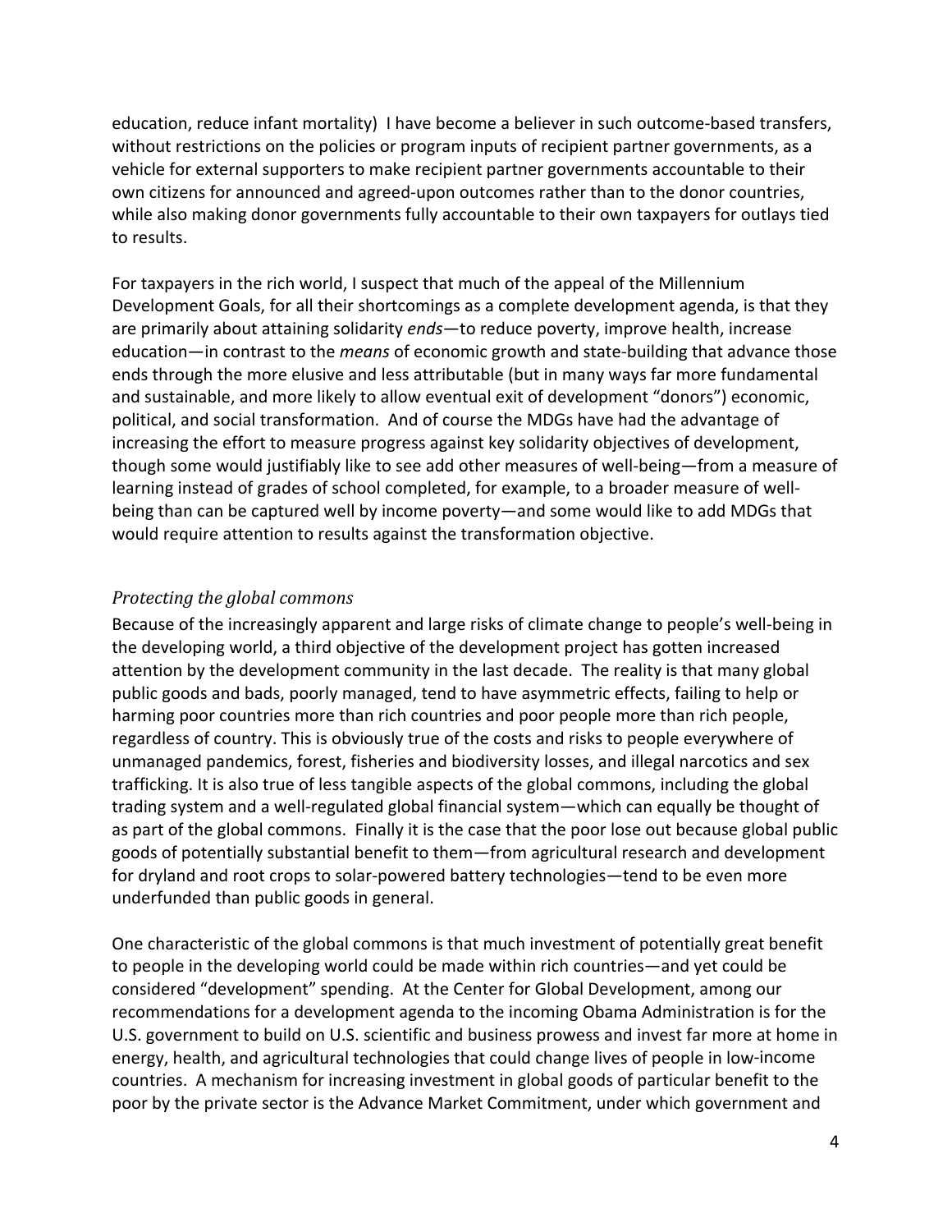education, reduce infant mortality) I have become a believer in such outcome-based transfers, without restrictions on the policies or program inputs of recipient partner governments, as a vehicle for external supporters to make recipient partner governments accountable to their own citizens for announced and agreed-upon outcomes rather than to the donor countries, while also making donor governments fully accountable to their own taxpayers for outlays tied to results.

For taxpayers in the rich world, I suspect that much of the appeal of the Millennium Development Goals, for all their shortcomings as a complete development agenda, is that they are primarily about attaining solidarity *ends*—to reduce poverty, improve health, increase education—in contrast to the *means* of economic growth and state-building that advance those ends through the more elusive and less attributable (but in many ways far more fundamental and sustainable, and more likely to allow eventual exit of development "donors") economic, political, and social transformation. And of course the MDGs have had the advantage of increasing the effort to measure progress against key solidarity objectives of development, though some would justifiably like to see add other measures of well-being—from a measure of learning instead of grades of school completed, for example, to a broader measure of well-being than can be captured well by income poverty—and some would like to add MDGs that would require attention to results against the transformation objective.

### *Protecting the global commons*

Because of the increasingly apparent and large risks of climate change to people's well-being in the developing world, a third objective of the development project has gotten increased attention by the development community in the last decade. The reality is that many global public goods and bads, poorly managed, tend to have asymmetric effects, failing to help or harming poor countries more than rich countries and poor people more than rich people, regardless of country. This is obviously true of the costs and risks to people everywhere of unmanaged pandemics, forest, fisheries and biodiversity losses, and illegal narcotics and sex trafficking. It is also true of less tangible aspects of the global commons, including the global trading system and a well-regulated global financial system—which can equally be thought of as part of the global commons. Finally it is the case that the poor lose out because global public goods of potentially substantial benefit to them—from agricultural research and development for dryland and root crops to solar-powered battery technologies—tend to be even more underfunded than public goods in general.

One characteristic of the global commons is that much investment of potentially great benefit to people in the developing world could be made within rich countries—and yet could be considered "development" spending. At the Center for Global Development, among our recommendations for a development agenda to the incoming Obama Administration is for the U.S. government to build on U.S. scientific and business prowess and invest far more at home in energy, health, and agricultural technologies that could change lives of people in low-income countries. A mechanism for increasing investment in global goods of particular benefit to the poor by the private sector is the Advance Market Commitment, under which government and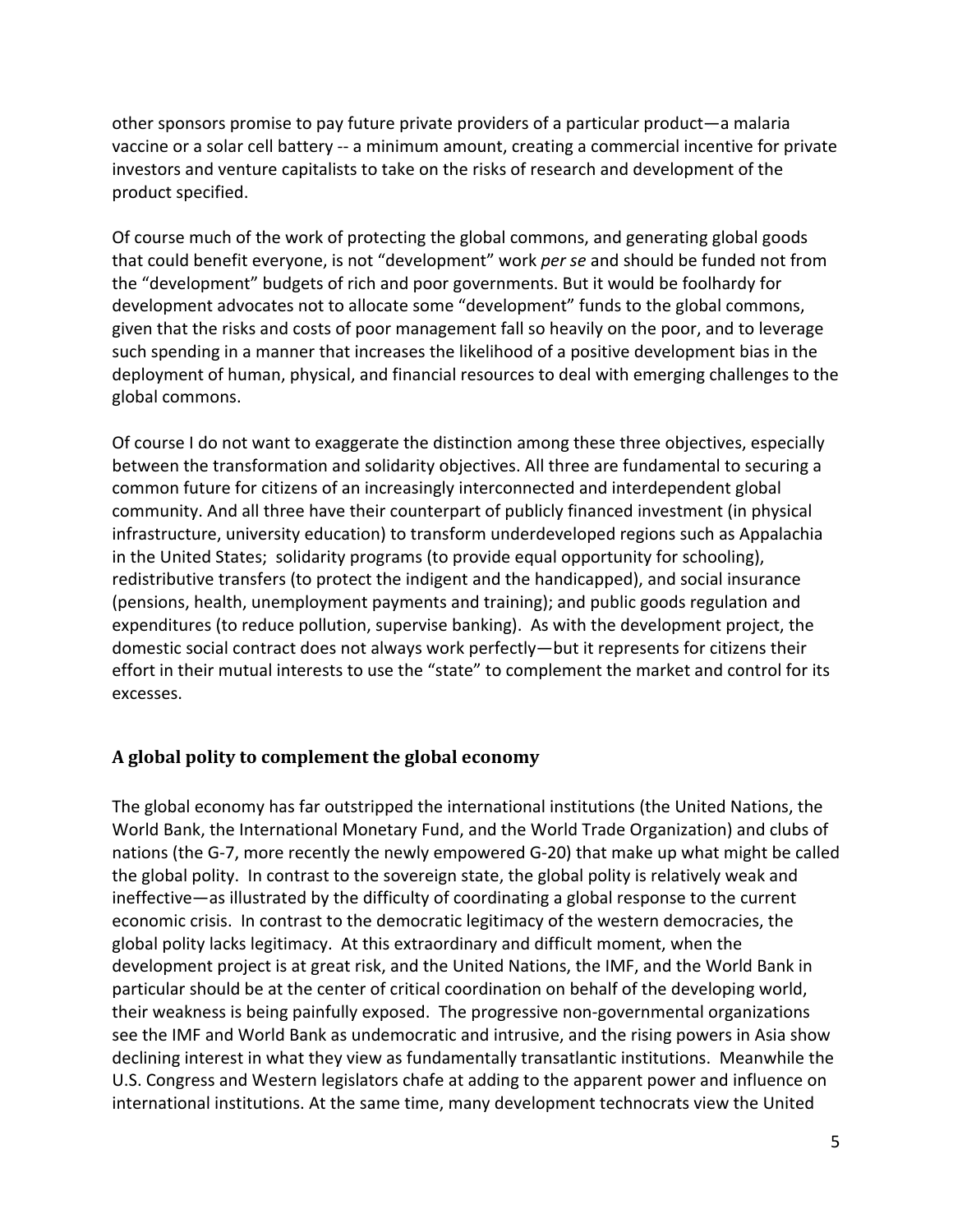other sponsors promise to pay future private providers of a particular product—a malaria vaccine or a solar cell battery -- a minimum amount, creating a commercial incentive for private investors and venture capitalists to take on the risks of research and development of the product specified.

Of course much of the work of protecting the global commons, and generating global goods that could benefit everyone, is not "development" work *per se* and should be funded not from the "development" budgets of rich and poor governments. But it would be foolhardy for development advocates not to allocate some "development" funds to the global commons, given that the risks and costs of poor management fall so heavily on the poor, and to leverage such spending in a manner that increases the likelihood of a positive development bias in the deployment of human, physical, and financial resources to deal with emerging challenges to the global commons.

Of course I do not want to exaggerate the distinction among these three objectives, especially between the transformation and solidarity objectives. All three are fundamental to securing a common future for citizens of an increasingly interconnected and interdependent global community. And all three have their counterpart of publicly financed investment (in physical infrastructure, university education) to transform underdeveloped regions such as Appalachia in the United States; solidarity programs (to provide equal opportunity for schooling), redistributive transfers (to protect the indigent and the handicapped), and social insurance (pensions, health, unemployment payments and training); and public goods regulation and expenditures (to reduce pollution, supervise banking). As with the development project, the domestic social contract does not always work perfectly—but it represents for citizens their effort in their mutual interests to use the "state" to complement the market and control for its excesses.

## A global polity to complement the global economy

The global economy has far outstripped the international institutions (the United Nations, the World Bank, the International Monetary Fund, and the World Trade Organization) and clubs of nations (the G-7, more recently the newly empowered G-20) that make up what might be called the global polity. In contrast to the sovereign state, the global polity is relatively weak and ineffective—as illustrated by the difficulty of coordinating a global response to the current economic crisis. In contrast to the democratic legitimacy of the western democracies, the global polity lacks legitimacy. At this extraordinary and difficult moment, when the development project is at great risk, and the United Nations, the IMF, and the World Bank in particular should be at the center of critical coordination on behalf of the developing world, their weakness is being painfully exposed. The progressive non-governmental organizations see the IMF and World Bank as undemocratic and intrusive, and the rising powers in Asia show declining interest in what they view as fundamentally transatlantic institutions. Meanwhile the U.S. Congress and Western legislators chafe at adding to the apparent power and influence on international institutions. At the same time, many development technocrats view the United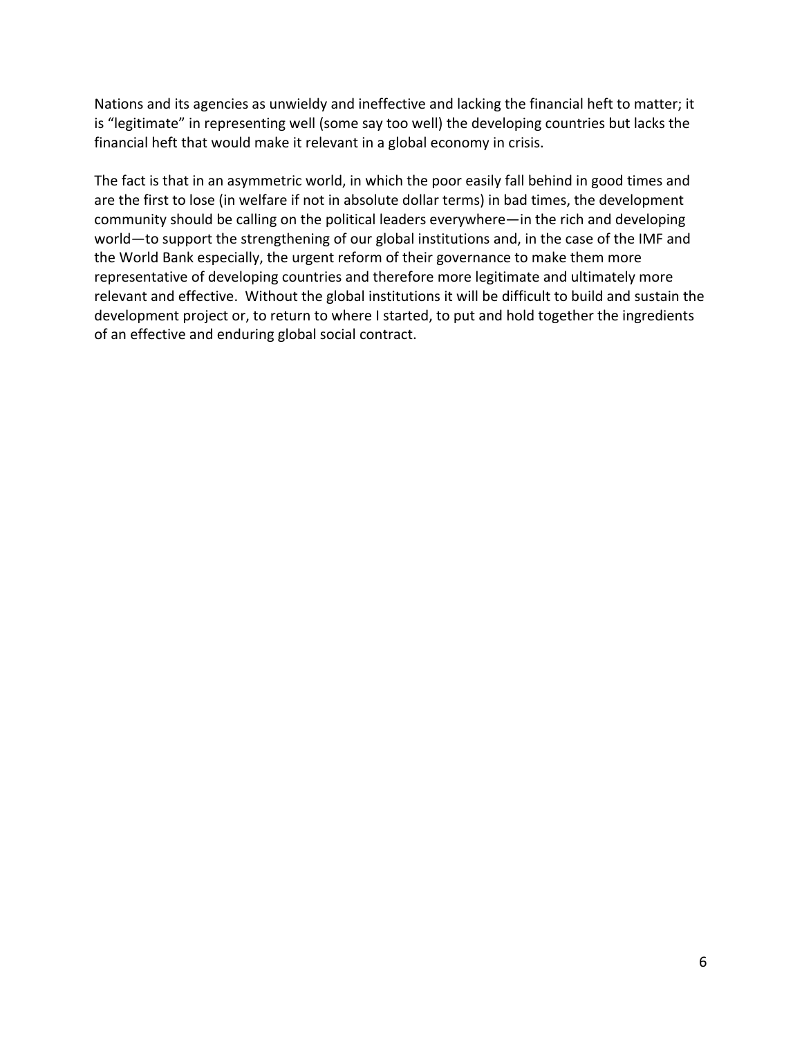Nations and its agencies as unwieldy and ineffective and lacking the financial heft to matter; it is "legitimate" in representing well (some say too well) the developing countries but lacks the financial heft that would make it relevant in a global economy in crisis.

The fact is that in an asymmetric world, in which the poor easily fall behind in good times and are the first to lose (in welfare if not in absolute dollar terms) in bad times, the development community should be calling on the political leaders everywhere—in the rich and developing world—to support the strengthening of our global institutions and, in the case of the IMF and the World Bank especially, the urgent reform of their governance to make them more representative of developing countries and therefore more legitimate and ultimately more relevant and effective. Without the global institutions it will be difficult to build and sustain the development project or, to return to where I started, to put and hold together the ingredients of an effective and enduring global social contract.